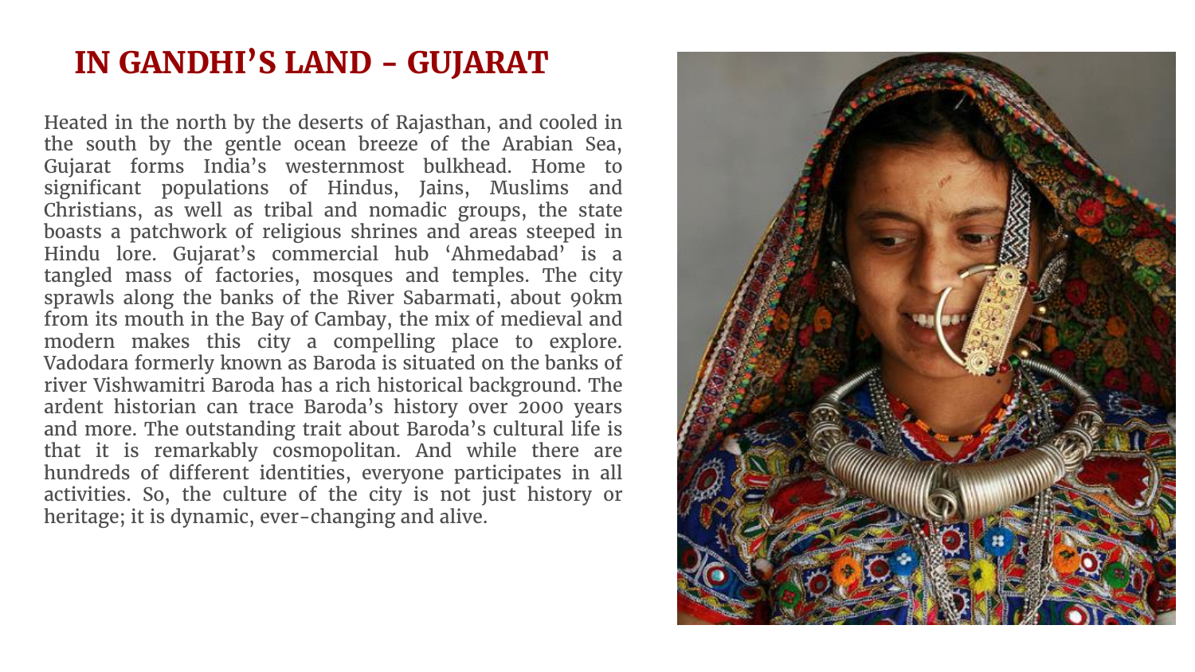# IN GANDHI'S LAND - GUJARAT

Heated in the north by the deserts of Rajasthan, and cooled in the south by the gentle ocean breeze of the Arabian Sea, Gujarat forms India's westernmost bulkhead. Home to significant populations of Hindus, Jains, Muslims and Christians, as well as tribal and nomadic groups, the state boasts a patchwork of religious shrines and areas steeped in Hindu lore. Gujarat's commercial hub 'Ahmedabad' is a tangled mass of factories, mosques and temples. The city sprawls along the banks of the River Sabarmati, about 90km from its mouth in the Bay of Cambay, the mix of medieval and modern makes this city a compelling place to explore. Vadodara formerly known as Baroda is situated on the banks of river Vishwamitri Baroda has a rich historical background. The ardent historian can trace Baroda's history over 2000 years and more. The outstanding trait about Baroda's cultural life is that it is remarkably cosmopolitan. And while there are hundreds of different identities, everyone participates in all activities. So, the culture of the city is not just history or heritage; it is dynamic, ever-changing and alive.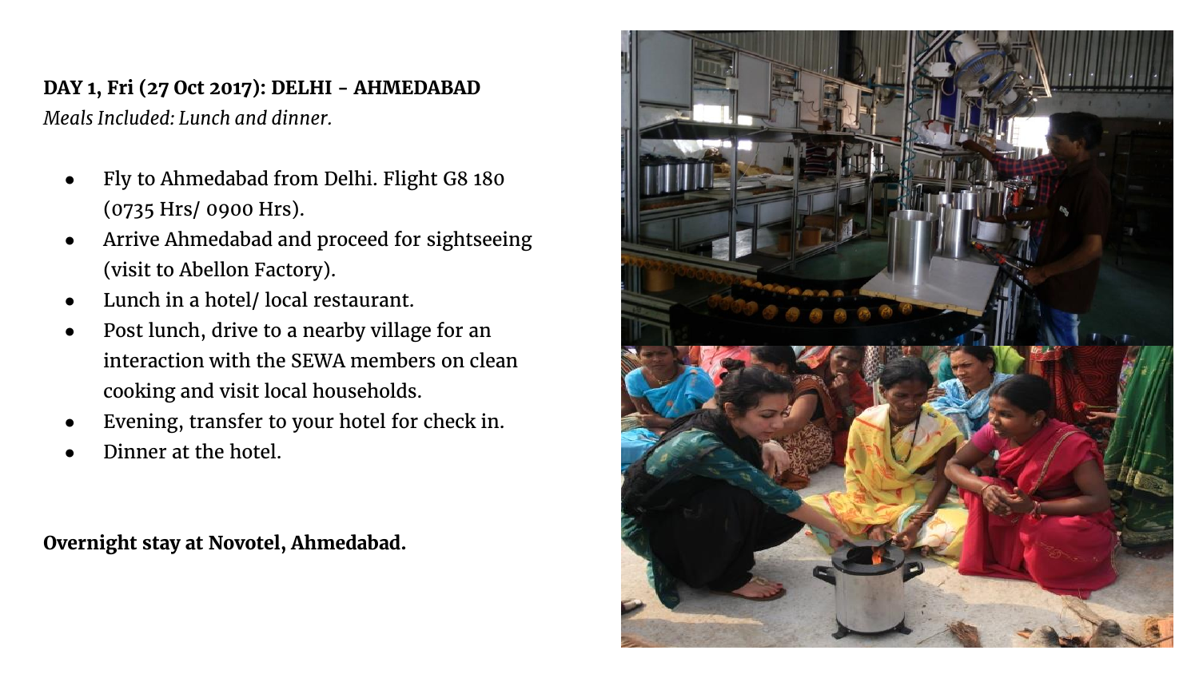**DAY 1, Fri (27 Oct 2017): DELHI - AHMEDABAD**

*Meals Included: Lunch and dinner.*

- Fly to Ahmedabad from Delhi. Flight G8 180 (0735 Hrs/ 0900 Hrs).
- Arrive Ahmedabad and proceed for sightseeing (visit to Abellon Factory).
- Lunch in a hotel/ local restaurant.
- Post lunch, drive to a nearby village for an interaction with the SEWA members on clean cooking and visit local households.
- Evening, transfer to your hotel for check in.
- Dinner at the hotel.

**Overnight stay at Novotel, Ahmedabad.**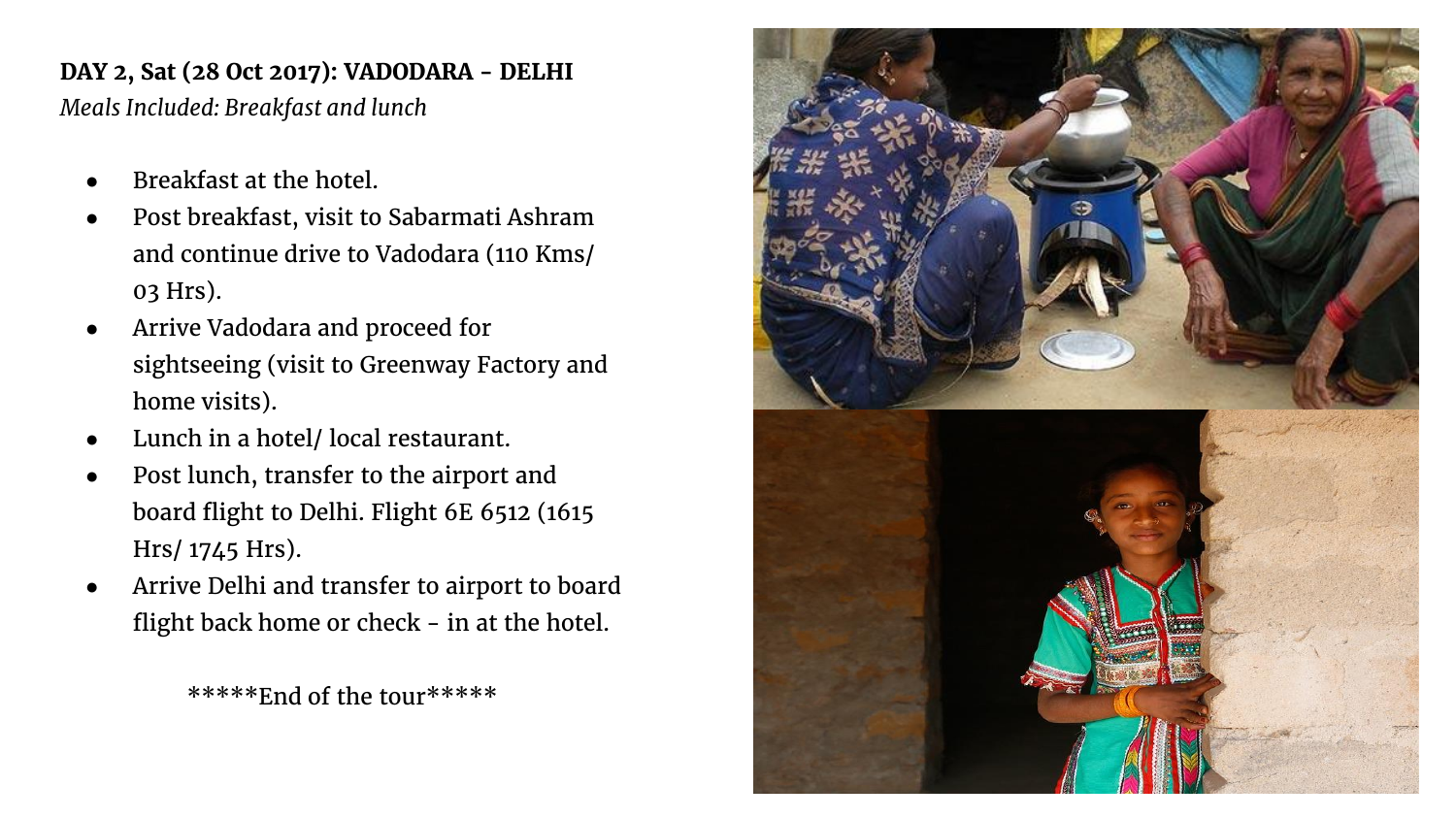**DAY 2, Sat (28 Oct 2017): VADODARA - DELHI**

*Meals Included: Breakfast and lunch*

- Breakfast at the hotel.
- Post breakfast, visit to Sabarmati Ashram and continue drive to Vadodara (110 Kms/ 03 Hrs).
- Arrive Vadodara and proceed for sightseeing (visit to Greenway Factory and home visits).
- Lunch in a hotel/ local restaurant.
- Post lunch, transfer to the airport and board flight to Delhi. Flight 6E 6512 (1615 Hrs/ 1745 Hrs).
- Arrive Delhi and transfer to airport to board flight back home or check - in at the hotel.

*****End of the tour*****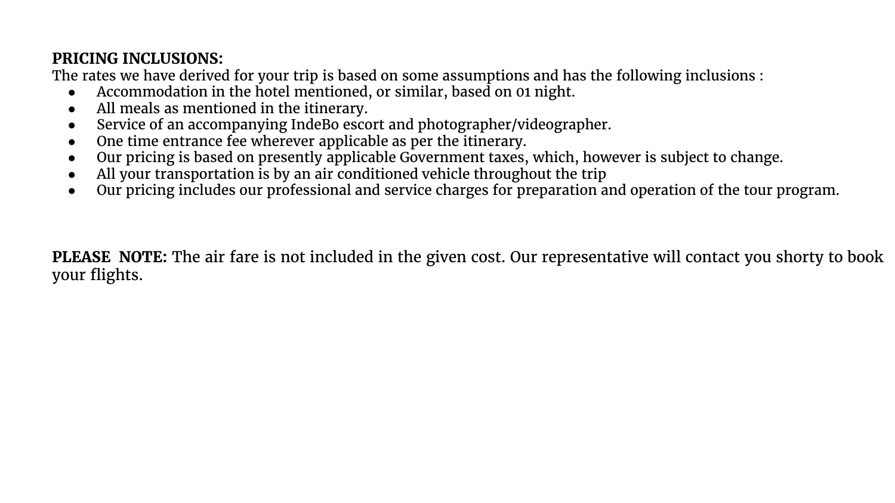**PRICING INCLUSIONS:**
The rates we have derived for your trip is based on some assumptions and has the following inclusions :

- Accommodation in the hotel mentioned, or similar, based on 01 night.
- All meals as mentioned in the itinerary.
- Service of an accompanying IndeBo escort and photographer/videographer.
- One time entrance fee wherever applicable as per the itinerary.
- Our pricing is based on presently applicable Government taxes, which, however is subject to change.
- All your transportation is by an air conditioned vehicle throughout the trip
- Our pricing includes our professional and service charges for preparation and operation of the tour program.

**PLEASE NOTE:** The air fare is not included in the given cost. Our representative will contact you shorty to book your flights.